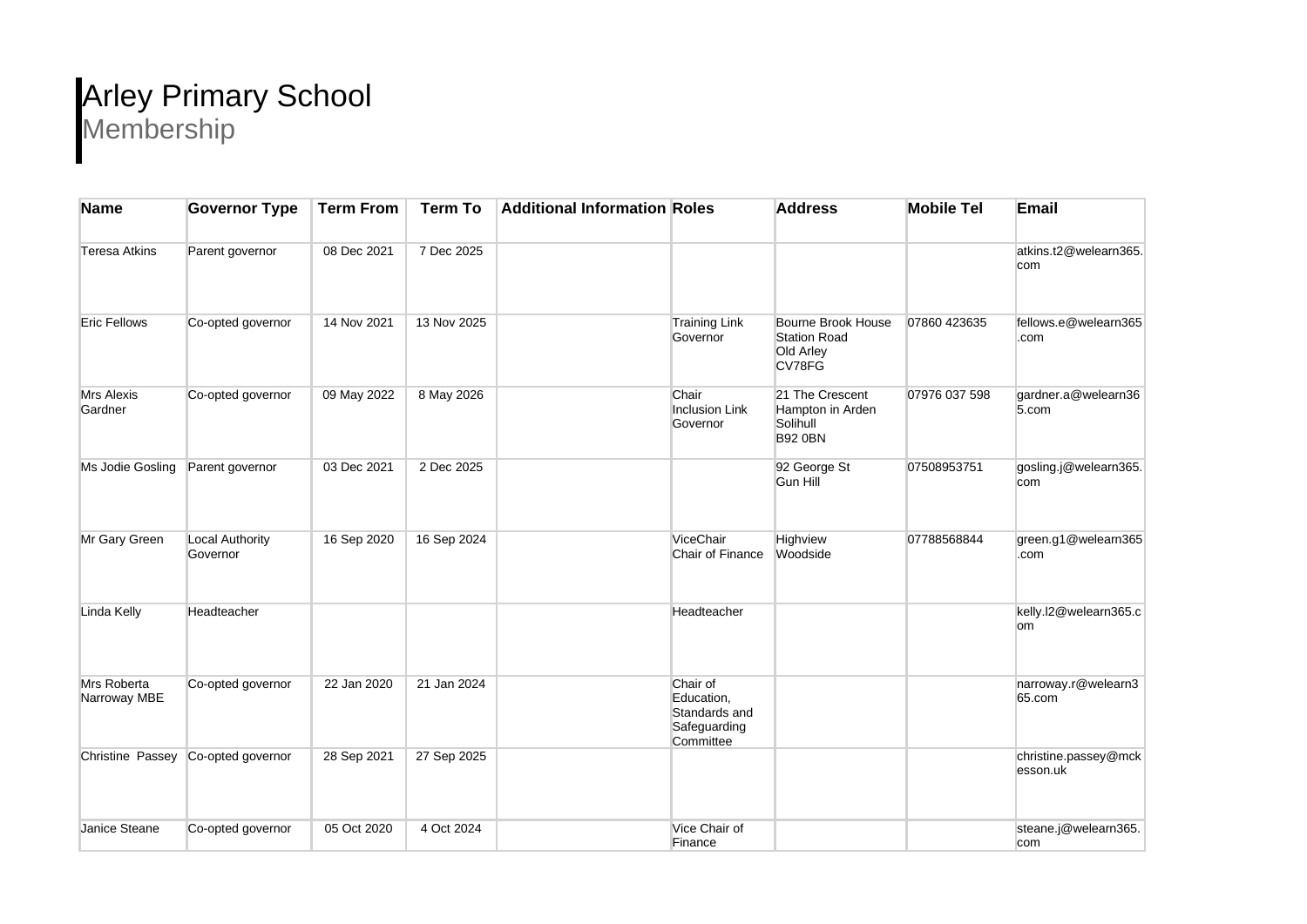# Arley Primary School

## Membership

| Name | Governor Type | Term From | Term To | Additional Information | Roles | Address | Mobile Tel | Email |
|---|---|---|---|---|---|---|---|---|
| Teresa Atkins | Parent governor | 08 Dec 2021 | 7 Dec 2025 | | | | | atkins.t2@welearn365.com |
| Eric Fellows | Co-opted governor | 14 Nov 2021 | 13 Nov 2025 | | Training Link Governor | Bourne Brook House Station Road Old Arley CV78FG | 07860 423635 | fellows.e@welearn365.com |
| Mrs Alexis Gardner | Co-opted governor | 09 May 2022 | 8 May 2026 | | Chair Inclusion Link Governor | 21 The Crescent Hampton in Arden Solihull B92 0BN | 07976 037 598 | gardner.a@welearn365.com |
| Ms Jodie Gosling | Parent governor | 03 Dec 2021 | 2 Dec 2025 | | | 92 George St Gun Hill | 07508953751 | gosling.j@welearn365.com |
| Mr Gary Green | Local Authority Governor | 16 Sep 2020 | 16 Sep 2024 | | ViceChair Chair of Finance | Highview Woodside | 07788568844 | green.g1@welearn365.com |
| Linda Kelly | Headteacher | | | | Headteacher | | | kelly.l2@welearn365.com |
| Mrs Roberta Narroway MBE | Co-opted governor | 22 Jan 2020 | 21 Jan 2024 | | Chair of Education, Standards and Safeguarding Committee | | | narroway.r@welearn365.com |
| Christine Passey | Co-opted governor | 28 Sep 2021 | 27 Sep 2025 | | | | | christine.passey@mckesson.uk |
| Janice Steane | Co-opted governor | 05 Oct 2020 | 4 Oct 2024 | | Vice Chair of Finance | | | steane.j@welearn365.com |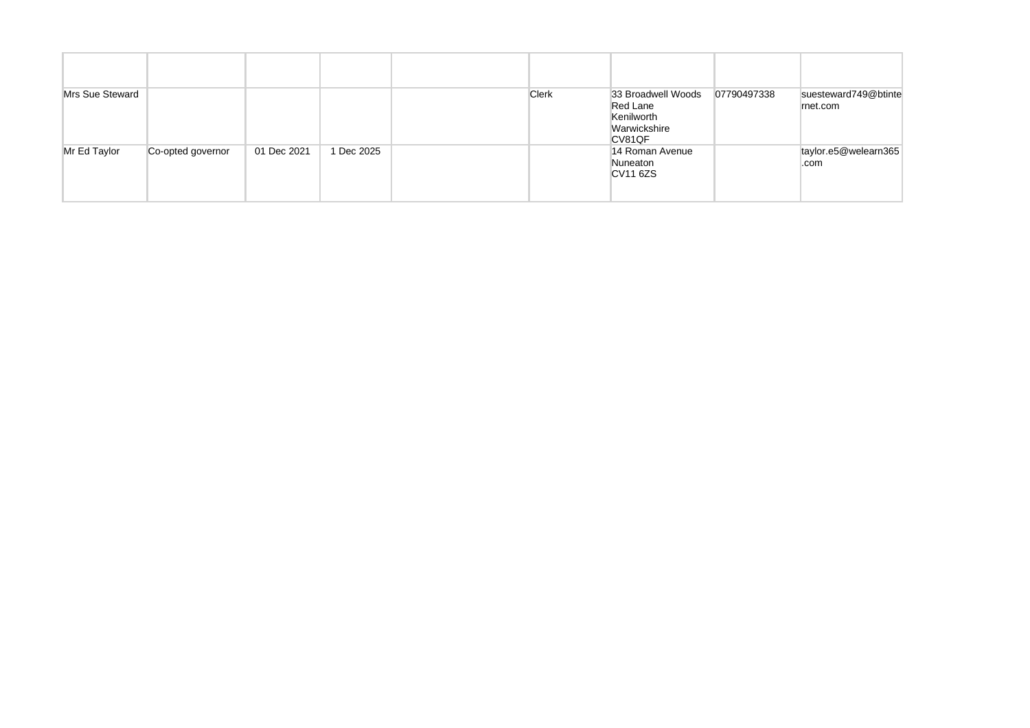| | | | | | | | | |
|---|---|---|---|---|---|---|---|---|
| | | | | | | | | |
| Mrs Sue Steward | | | | | Clerk | 33 Broadwell Woods<br>Red Lane<br>Kenilworth<br>Warwickshire<br>CV81QF | 07790497338 | suesteward749@btinternet.com |
| Mr Ed Taylor | Co-opted governor | 01 Dec 2021 | 1 Dec 2025 | | | 14 Roman Avenue<br>Nuneaton<br>CV11 6ZS | | taylor.e5@welearn365.com |